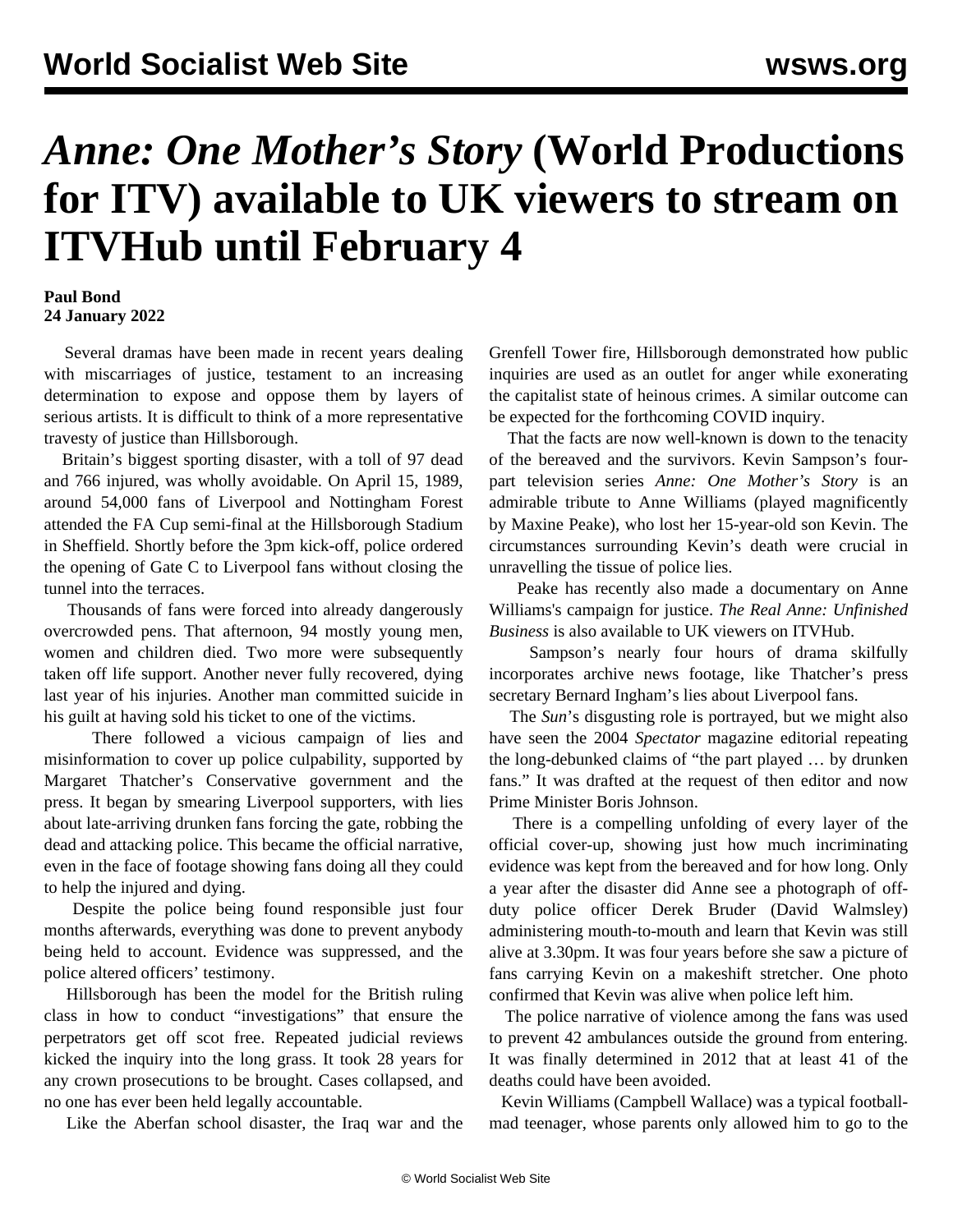# *Anne: One Mother's Story* (World Productions for ITV) available to UK viewers to stream on ITVHub until February 4

**Paul Bond**
**24 January 2022**

Several dramas have been made in recent years dealing with miscarriages of justice, testament to an increasing determination to expose and oppose them by layers of serious artists. It is difficult to think of a more representative travesty of justice than Hillsborough.

Britain's biggest sporting disaster, with a toll of 97 dead and 766 injured, was wholly avoidable. On April 15, 1989, around 54,000 fans of Liverpool and Nottingham Forest attended the FA Cup semi-final at the Hillsborough Stadium in Sheffield. Shortly before the 3pm kick-off, police ordered the opening of Gate C to Liverpool fans without closing the tunnel into the terraces.

Thousands of fans were forced into already dangerously overcrowded pens. That afternoon, 94 mostly young men, women and children died. Two more were subsequently taken off life support. Another never fully recovered, dying last year of his injuries. Another man committed suicide in his guilt at having sold his ticket to one of the victims.

There followed a vicious campaign of lies and misinformation to cover up police culpability, supported by Margaret Thatcher's Conservative government and the press. It began by smearing Liverpool supporters, with lies about late-arriving drunken fans forcing the gate, robbing the dead and attacking police. This became the official narrative, even in the face of footage showing fans doing all they could to help the injured and dying.

Despite the police being found responsible just four months afterwards, everything was done to prevent anybody being held to account. Evidence was suppressed, and the police altered officers' testimony.

Hillsborough has been the model for the British ruling class in how to conduct "investigations" that ensure the perpetrators get off scot free. Repeated judicial reviews kicked the inquiry into the long grass. It took 28 years for any crown prosecutions to be brought. Cases collapsed, and no one has ever been held legally accountable.

Like the Aberfan school disaster, the Iraq war and the Grenfell Tower fire, Hillsborough demonstrated how public inquiries are used as an outlet for anger while exonerating the capitalist state of heinous crimes. A similar outcome can be expected for the forthcoming COVID inquiry.

That the facts are now well-known is down to the tenacity of the bereaved and the survivors. Kevin Sampson's four-part television series *Anne: One Mother's Story* is an admirable tribute to Anne Williams (played magnificently by Maxine Peake), who lost her 15-year-old son Kevin. The circumstances surrounding Kevin's death were crucial in unravelling the tissue of police lies.

Peake has recently also made a documentary on Anne Williams's campaign for justice. *The Real Anne: Unfinished Business* is also available to UK viewers on ITVHub.

Sampson's nearly four hours of drama skilfully incorporates archive news footage, like Thatcher's press secretary Bernard Ingham's lies about Liverpool fans.

The *Sun*'s disgusting role is portrayed, but we might also have seen the 2004 *Spectator* magazine editorial repeating the long-debunked claims of "the part played … by drunken fans." It was drafted at the request of then editor and now Prime Minister Boris Johnson.

There is a compelling unfolding of every layer of the official cover-up, showing just how much incriminating evidence was kept from the bereaved and for how long. Only a year after the disaster did Anne see a photograph of off-duty police officer Derek Bruder (David Walmsley) administering mouth-to-mouth and learn that Kevin was still alive at 3.30pm. It was four years before she saw a picture of fans carrying Kevin on a makeshift stretcher. One photo confirmed that Kevin was alive when police left him.

The police narrative of violence among the fans was used to prevent 42 ambulances outside the ground from entering. It was finally determined in 2012 that at least 41 of the deaths could have been avoided.

Kevin Williams (Campbell Wallace) was a typical football-mad teenager, whose parents only allowed him to go to the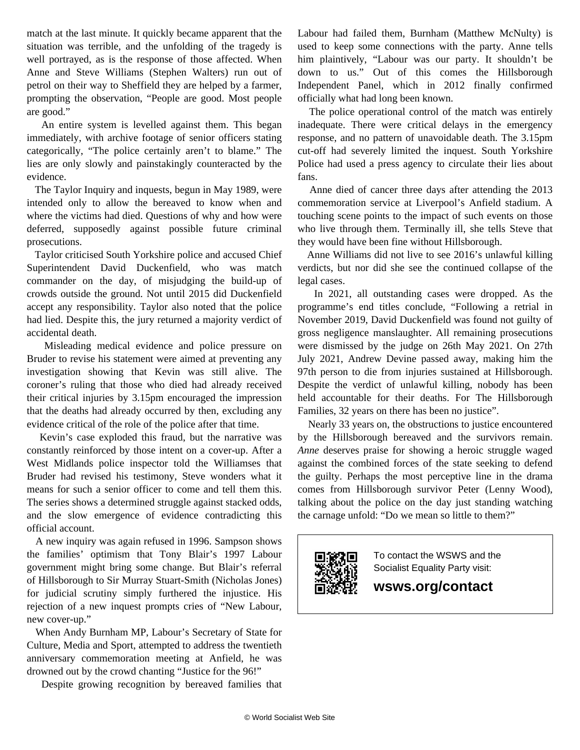match at the last minute. It quickly became apparent that the situation was terrible, and the unfolding of the tragedy is well portrayed, as is the response of those affected. When Anne and Steve Williams (Stephen Walters) run out of petrol on their way to Sheffield they are helped by a farmer, prompting the observation, "People are good. Most people are good."

An entire system is levelled against them. This began immediately, with archive footage of senior officers stating categorically, "The police certainly aren't to blame." The lies are only slowly and painstakingly counteracted by the evidence.

The Taylor Inquiry and inquests, begun in May 1989, were intended only to allow the bereaved to know when and where the victims had died. Questions of why and how were deferred, supposedly against possible future criminal prosecutions.

Taylor criticised South Yorkshire police and accused Chief Superintendent David Duckenfield, who was match commander on the day, of misjudging the build-up of crowds outside the ground. Not until 2015 did Duckenfield accept any responsibility. Taylor also noted that the police had lied. Despite this, the jury returned a majority verdict of accidental death.

Misleading medical evidence and police pressure on Bruder to revise his statement were aimed at preventing any investigation showing that Kevin was still alive. The coroner's ruling that those who died had already received their critical injuries by 3.15pm encouraged the impression that the deaths had already occurred by then, excluding any evidence critical of the role of the police after that time.

Kevin's case exploded this fraud, but the narrative was constantly reinforced by those intent on a cover-up. After a West Midlands police inspector told the Williamses that Bruder had revised his testimony, Steve wonders what it means for such a senior officer to come and tell them this. The series shows a determined struggle against stacked odds, and the slow emergence of evidence contradicting this official account.

A new inquiry was again refused in 1996. Sampson shows the families' optimism that Tony Blair's 1997 Labour government might bring some change. But Blair's referral of Hillsborough to Sir Murray Stuart-Smith (Nicholas Jones) for judicial scrutiny simply furthered the injustice. His rejection of a new inquest prompts cries of "New Labour, new cover-up."

When Andy Burnham MP, Labour's Secretary of State for Culture, Media and Sport, attempted to address the twentieth anniversary commemoration meeting at Anfield, he was drowned out by the crowd chanting "Justice for the 96!"

Despite growing recognition by bereaved families that Labour had failed them, Burnham (Matthew McNulty) is used to keep some connections with the party. Anne tells him plaintively, "Labour was our party. It shouldn't be down to us." Out of this comes the Hillsborough Independent Panel, which in 2012 finally confirmed officially what had long been known.

The police operational control of the match was entirely inadequate. There were critical delays in the emergency response, and no pattern of unavoidable death. The 3.15pm cut-off had severely limited the inquest. South Yorkshire Police had used a press agency to circulate their lies about fans.

Anne died of cancer three days after attending the 2013 commemoration service at Liverpool's Anfield stadium. A touching scene points to the impact of such events on those who live through them. Terminally ill, she tells Steve that they would have been fine without Hillsborough.

Anne Williams did not live to see 2016's unlawful killing verdicts, but nor did she see the continued collapse of the legal cases.

In 2021, all outstanding cases were dropped. As the programme's end titles conclude, "Following a retrial in November 2019, David Duckenfield was found not guilty of gross negligence manslaughter. All remaining prosecutions were dismissed by the judge on 26th May 2021. On 27th July 2021, Andrew Devine passed away, making him the 97th person to die from injuries sustained at Hillsborough. Despite the verdict of unlawful killing, nobody has been held accountable for their deaths. For The Hillsborough Families, 32 years on there has been no justice".

Nearly 33 years on, the obstructions to justice encountered by the Hillsborough bereaved and the survivors remain. *Anne* deserves praise for showing a heroic struggle waged against the combined forces of the state seeking to defend the guilty. Perhaps the most perceptive line in the drama comes from Hillsborough survivor Peter (Lenny Wood), talking about the police on the day just standing watching the carnage unfold: "Do we mean so little to them?"

To contact the WSWS and the Socialist Equality Party visit:

**wsws.org/contact**